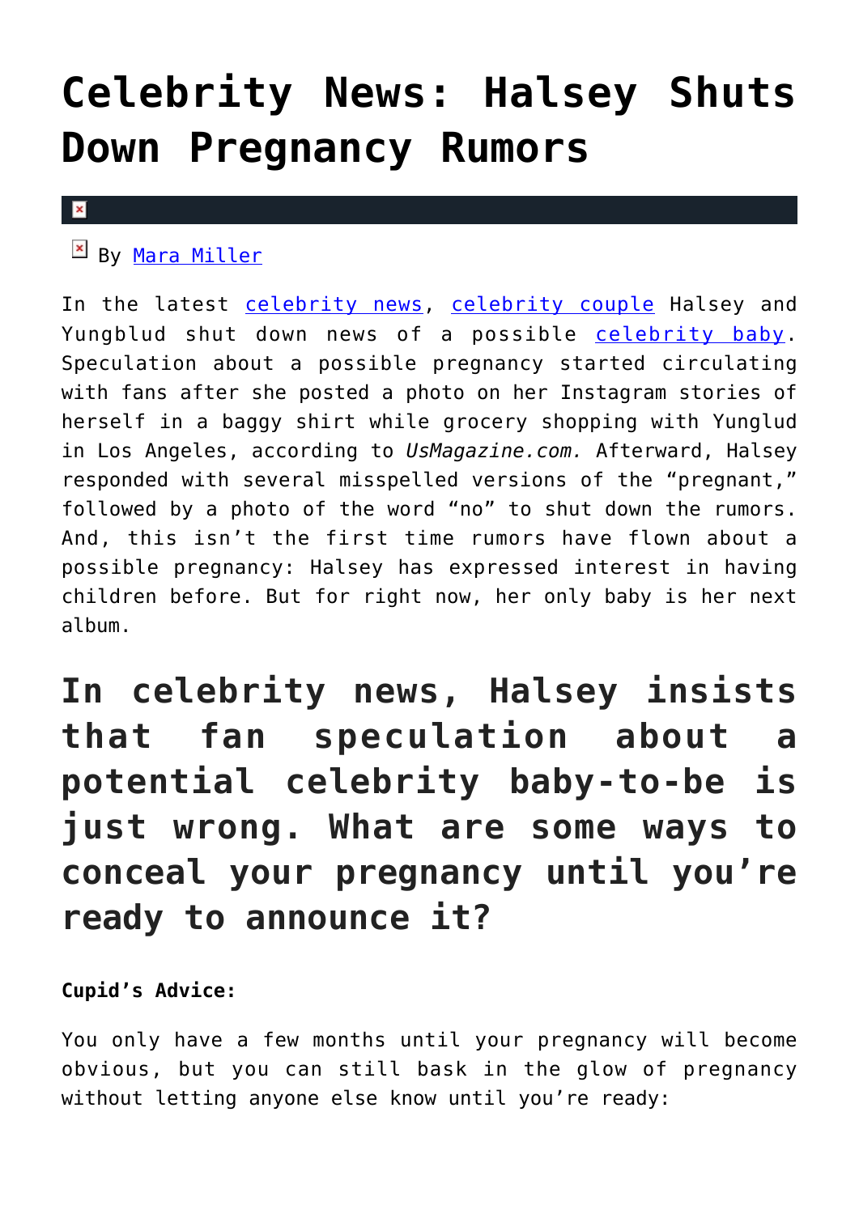# Celebrity News: Halsey Shuts Down Pregnancy Rumors

By Mara Miller

In the latest celebrity news, celebrity couple Halsey and Yungblud shut down news of a possible celebrity baby. Speculation about a possible pregnancy started circulating with fans after she posted a photo on her Instagram stories of herself in a baggy shirt while grocery shopping with Yunglud in Los Angeles, according to *UsMagazine.com.* Afterward, Halsey responded with several misspelled versions of the "pregnant," followed by a photo of the word "no" to shut down the rumors. And, this isn't the first time rumors have flown about a possible pregnancy: Halsey has expressed interest in having children before. But for right now, her only baby is her next album.

## In celebrity news, Halsey insists that fan speculation about a potential celebrity baby-to-be is just wrong. What are some ways to conceal your pregnancy until you're ready to announce it?

**Cupid's Advice:**

You only have a few months until your pregnancy will become obvious, but you can still bask in the glow of pregnancy without letting anyone else know until you're ready: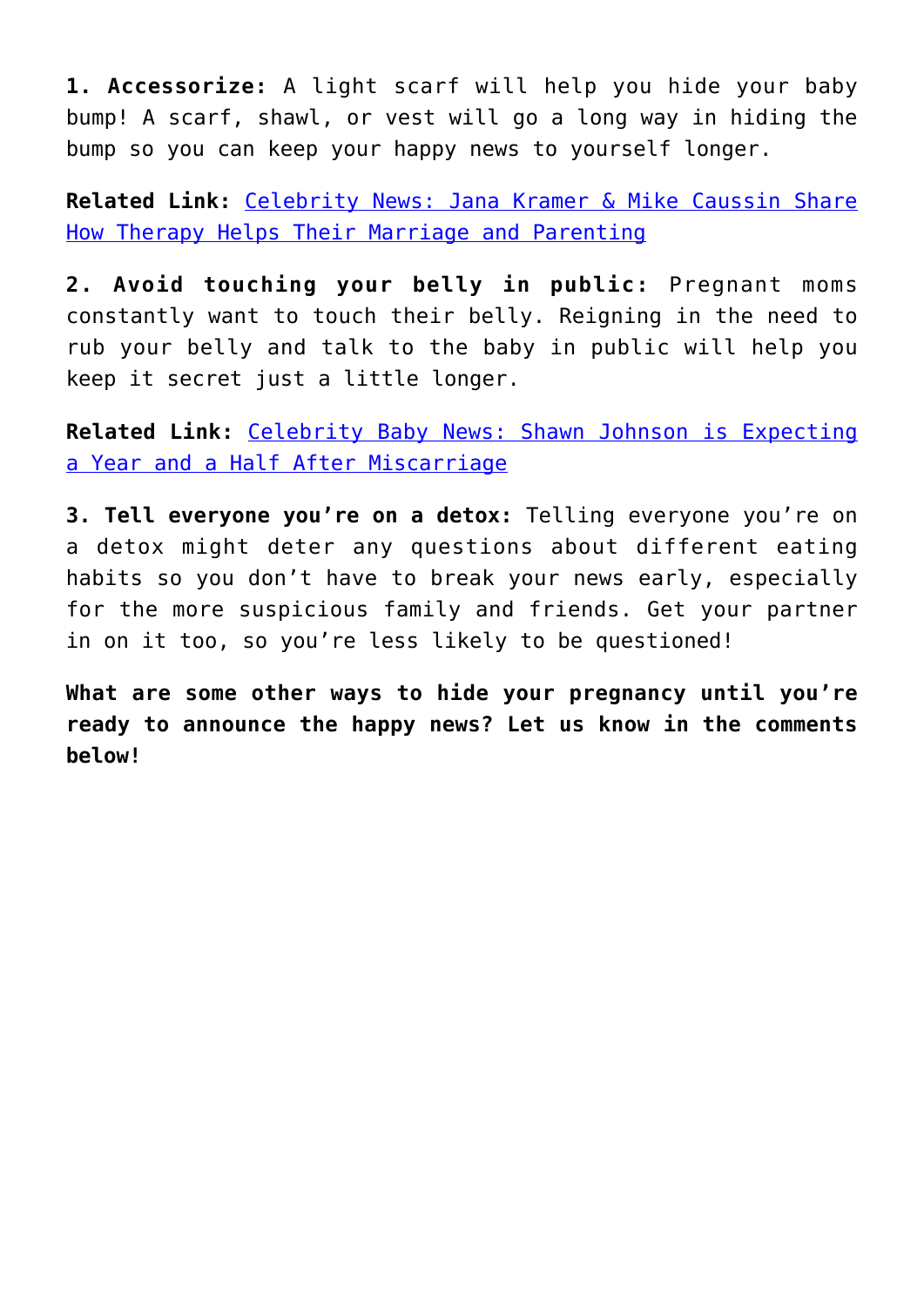**1. Accessorize:** A light scarf will help you hide your baby bump! A scarf, shawl, or vest will go a long way in hiding the bump so you can keep your happy news to yourself longer.

**Related Link:** [Celebrity News: Jana Kramer & Mike Caussin Share How Therapy Helps Their Marriage and Parenting]

**2. Avoid touching your belly in public:** Pregnant moms constantly want to touch their belly. Reigning in the need to rub your belly and talk to the baby in public will help you keep it secret just a little longer.

**Related Link:** [Celebrity Baby News: Shawn Johnson is Expecting a Year and a Half After Miscarriage]

**3. Tell everyone you're on a detox:** Telling everyone you're on a detox might deter any questions about different eating habits so you don't have to break your news early, especially for the more suspicious family and friends. Get your partner in on it too, so you're less likely to be questioned!

**What are some other ways to hide your pregnancy until you're ready to announce the happy news? Let us know in the comments below!**